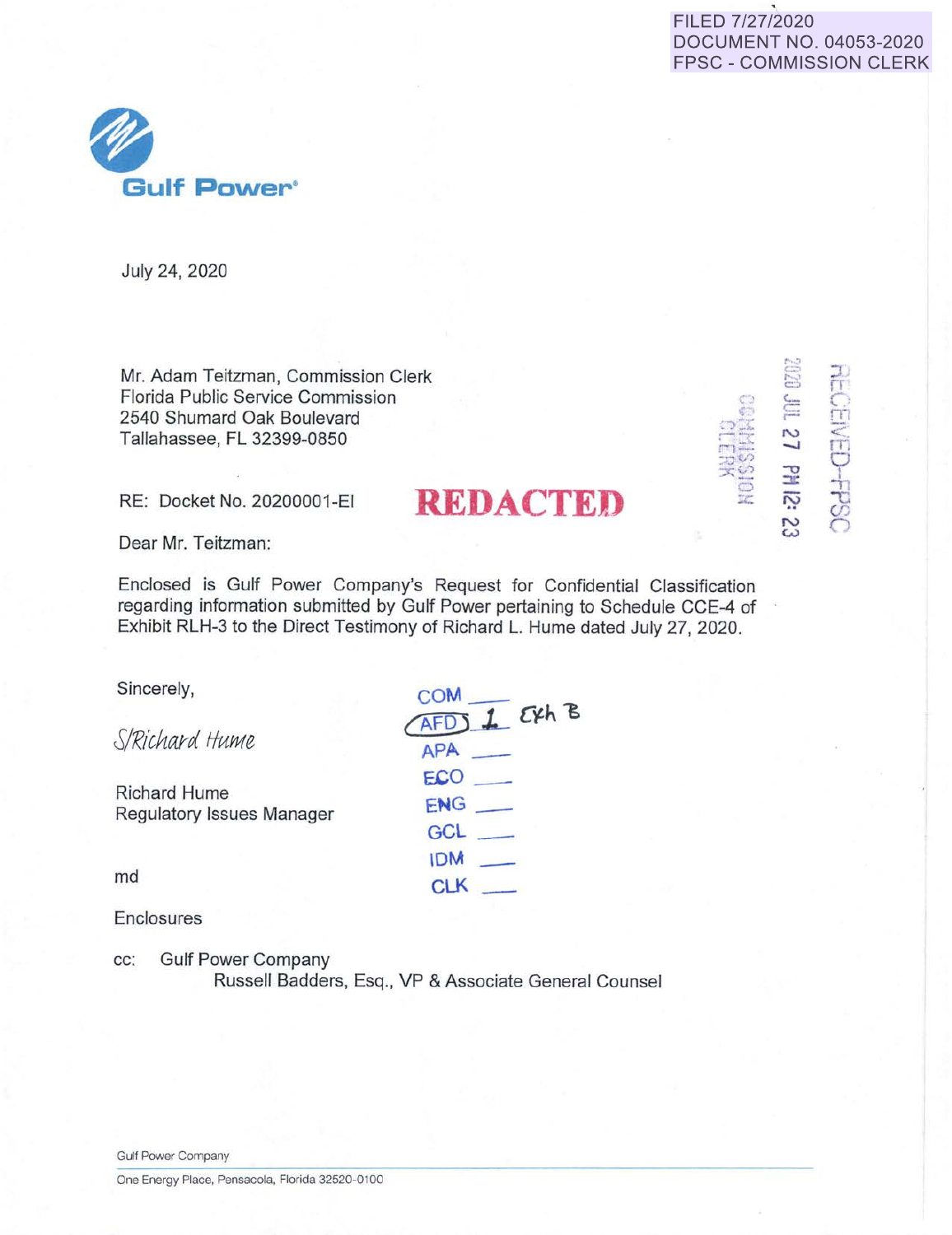FILED 7/27/2020
DOCUMENT NO. 04053-2020
FPSC - COMMISSION CLERK

Gulf Power®

July 24, 2020

Mr. Adam Teitzman, Commission Clerk
Florida Public Service Commission
2540 Shumard Oak Boulevard
Tallahassee, FL 32399-0850

RECEIVED-FPSC
2020 JUL 27 PM 12: 23
COMMISSION CLERK

RE: Docket No. 20200001-EI

**REDACTED**

Dear Mr. Teitzman:

Enclosed is Gulf Power Company's Request for Confidential Classification regarding information submitted by Gulf Power pertaining to Schedule CCE-4 of Exhibit RLH-3 to the Direct Testimony of Richard L. Hume dated July 27, 2020.

Sincerely,

*S/Richard Hume*

Richard Hume
Regulatory Issues Manager

COM ___
AFD 1 Exh B
APA ___
ECO ___
ENG ___
GCL ___
IDM ___
CLK ___

md

Enclosures

cc: Gulf Power Company
Russell Badders, Esq., VP & Associate General Counsel

Gulf Power Company
One Energy Place, Pensacola, Florida 32520-0100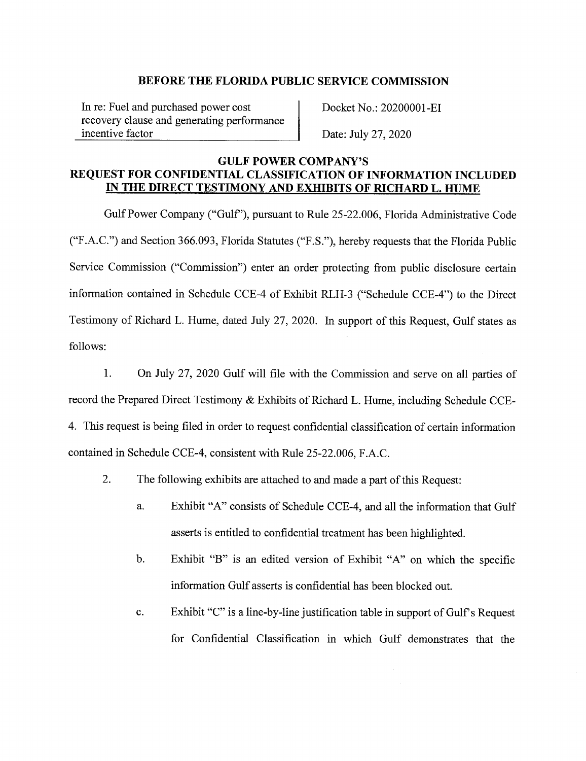**BEFORE THE FLORIDA PUBLIC SERVICE COMMISSION**

| In re: Fuel and purchased power cost recovery clause and generating performance incentive factor | Docket No.: 20200001-EI<br>Date: July 27, 2020 |
|---|---|

**GULF POWER COMPANY'S**
**REQUEST FOR CONFIDENTIAL CLASSIFICATION OF INFORMATION INCLUDED IN THE DIRECT TESTIMONY AND EXHIBITS OF RICHARD L. HUME**

Gulf Power Company ("Gulf"), pursuant to Rule 25-22.006, Florida Administrative Code ("F.A.C.") and Section 366.093, Florida Statutes ("F.S."), hereby requests that the Florida Public Service Commission ("Commission") enter an order protecting from public disclosure certain information contained in Schedule CCE-4 of Exhibit RLH-3 ("Schedule CCE-4") to the Direct Testimony of Richard L. Hume, dated July 27, 2020. In support of this Request, Gulf states as follows:

1. On July 27, 2020 Gulf will file with the Commission and serve on all parties of record the Prepared Direct Testimony & Exhibits of Richard L. Hume, including Schedule CCE-4. This request is being filed in order to request confidential classification of certain information contained in Schedule CCE-4, consistent with Rule 25-22.006, F.A.C.

2. The following exhibits are attached to and made a part of this Request:

   a. Exhibit "A" consists of Schedule CCE-4, and all the information that Gulf asserts is entitled to confidential treatment has been highlighted.

   b. Exhibit "B" is an edited version of Exhibit "A" on which the specific information Gulf asserts is confidential has been blocked out.

   c. Exhibit "C" is a line-by-line justification table in support of Gulf's Request for Confidential Classification in which Gulf demonstrates that the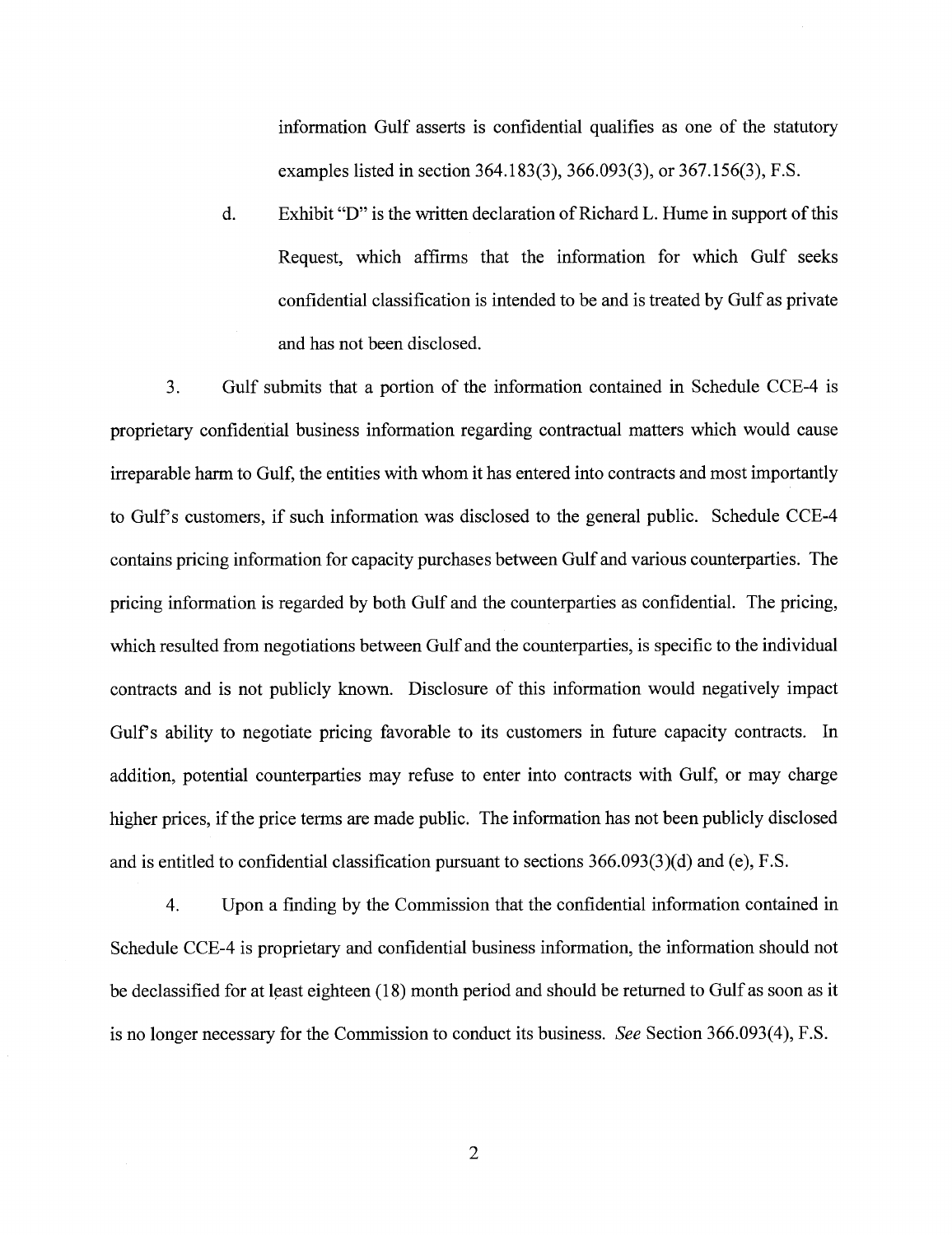information Gulf asserts is confidential qualifies as one of the statutory examples listed in section 364.183(3), 366.093(3), or 367.156(3), F.S.

d. Exhibit "D" is the written declaration of Richard L. Hume in support of this Request, which affirms that the information for which Gulf seeks confidential classification is intended to be and is treated by Gulf as private and has not been disclosed.

3. Gulf submits that a portion of the information contained in Schedule CCE-4 is proprietary confidential business information regarding contractual matters which would cause irreparable harm to Gulf, the entities with whom it has entered into contracts and most importantly to Gulf's customers, if such information was disclosed to the general public. Schedule CCE-4 contains pricing information for capacity purchases between Gulf and various counterparties. The pricing information is regarded by both Gulf and the counterparties as confidential. The pricing, which resulted from negotiations between Gulf and the counterparties, is specific to the individual contracts and is not publicly known. Disclosure of this information would negatively impact Gulf's ability to negotiate pricing favorable to its customers in future capacity contracts. In addition, potential counterparties may refuse to enter into contracts with Gulf, or may charge higher prices, if the price terms are made public. The information has not been publicly disclosed and is entitled to confidential classification pursuant to sections 366.093(3)(d) and (e), F.S.

4. Upon a finding by the Commission that the confidential information contained in Schedule CCE-4 is proprietary and confidential business information, the information should not be declassified for at least eighteen (18) month period and should be returned to Gulf as soon as it is no longer necessary for the Commission to conduct its business. *See* Section 366.093(4), F.S.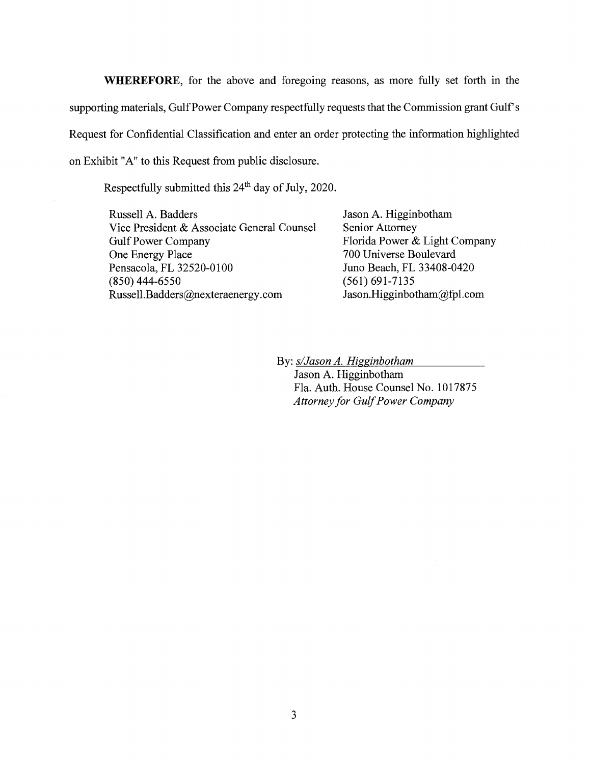**WHEREFORE**, for the above and foregoing reasons, as more fully set forth in the supporting materials, Gulf Power Company respectfully requests that the Commission grant Gulf's Request for Confidential Classification and enter an order protecting the information highlighted on Exhibit "A" to this Request from public disclosure.

Respectfully submitted this 24th day of July, 2020.

Russell A. Badders  
Vice President & Associate General Counsel  
Gulf Power Company  
One Energy Place  
Pensacola, FL 32520-0100  
(850) 444-6550  
Russell.Badders@nexteraenergy.com

Jason A. Higginbotham  
Senior Attorney  
Florida Power & Light Company  
700 Universe Boulevard  
Juno Beach, FL 33408-0420  
(561) 691-7135  
Jason.Higginbotham@fpl.com

By: *s/Jason A. Higginbotham*  
Jason A. Higginbotham  
Fla. Auth. House Counsel No. 1017875  
*Attorney for Gulf Power Company*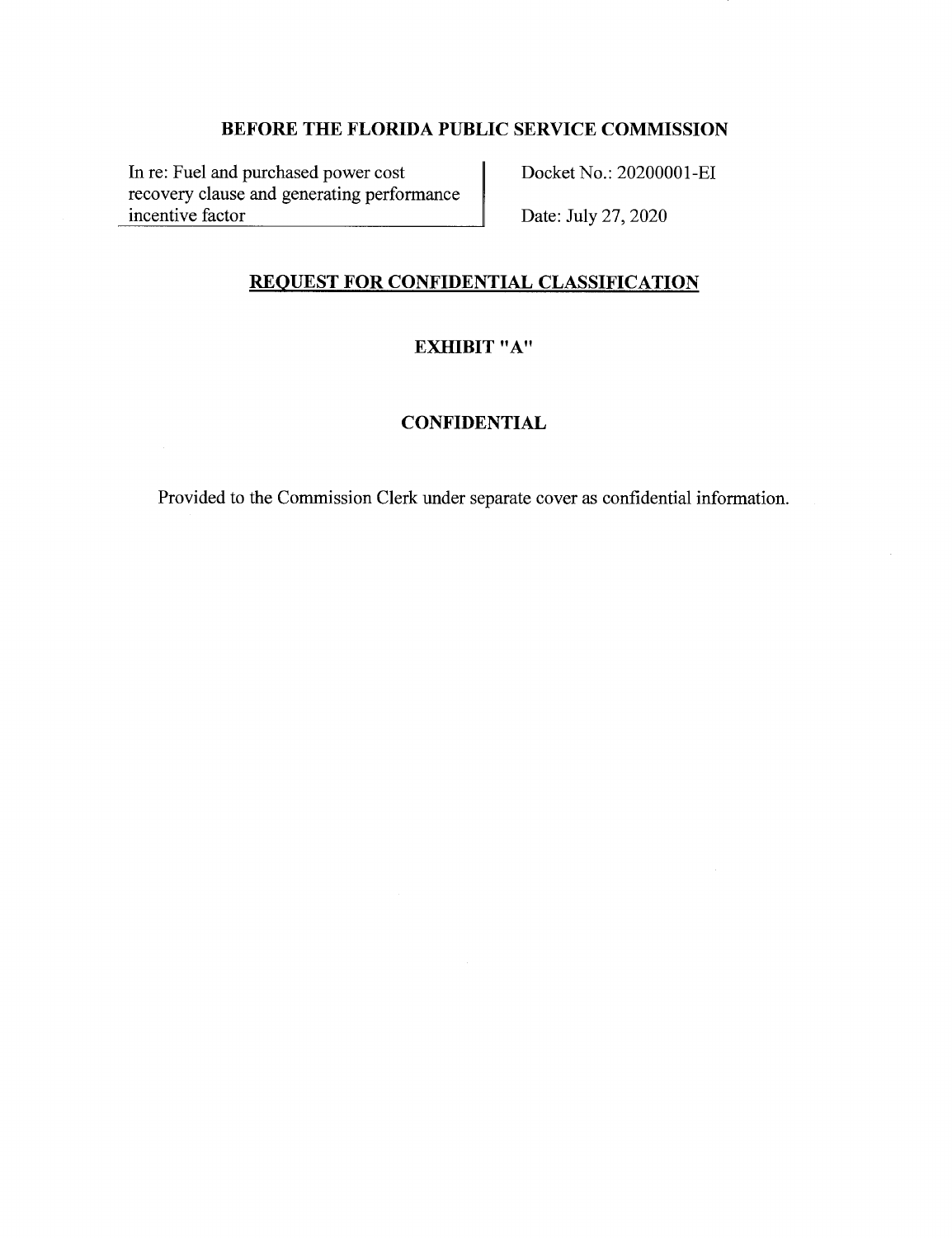**BEFORE THE FLORIDA PUBLIC SERVICE COMMISSION**

| | |
|---|---|
| In re: Fuel and purchased power cost recovery clause and generating performance incentive factor | Docket No.: 20200001-EI<br>Date: July 27, 2020 |

**REQUEST FOR CONFIDENTIAL CLASSIFICATION**

**EXHIBIT "A"**

**CONFIDENTIAL**

Provided to the Commission Clerk under separate cover as confidential information.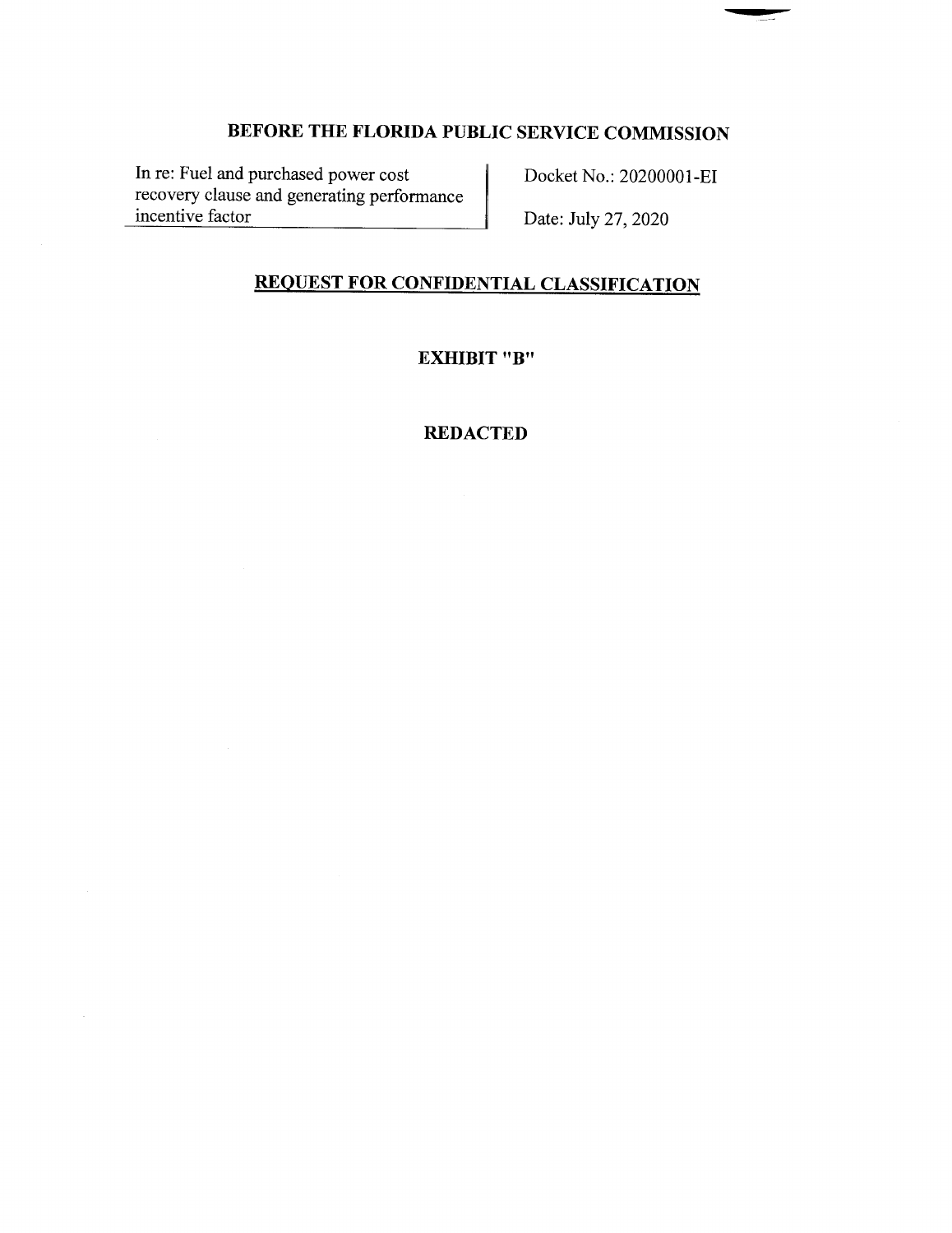# BEFORE THE FLORIDA PUBLIC SERVICE COMMISSION

| In re: Fuel and purchased power cost recovery clause and generating performance incentive factor | Docket No.: 20200001-EI<br>Date: July 27, 2020 |
|---|---|

## REQUEST FOR CONFIDENTIAL CLASSIFICATION

### EXHIBIT "B"

### REDACTED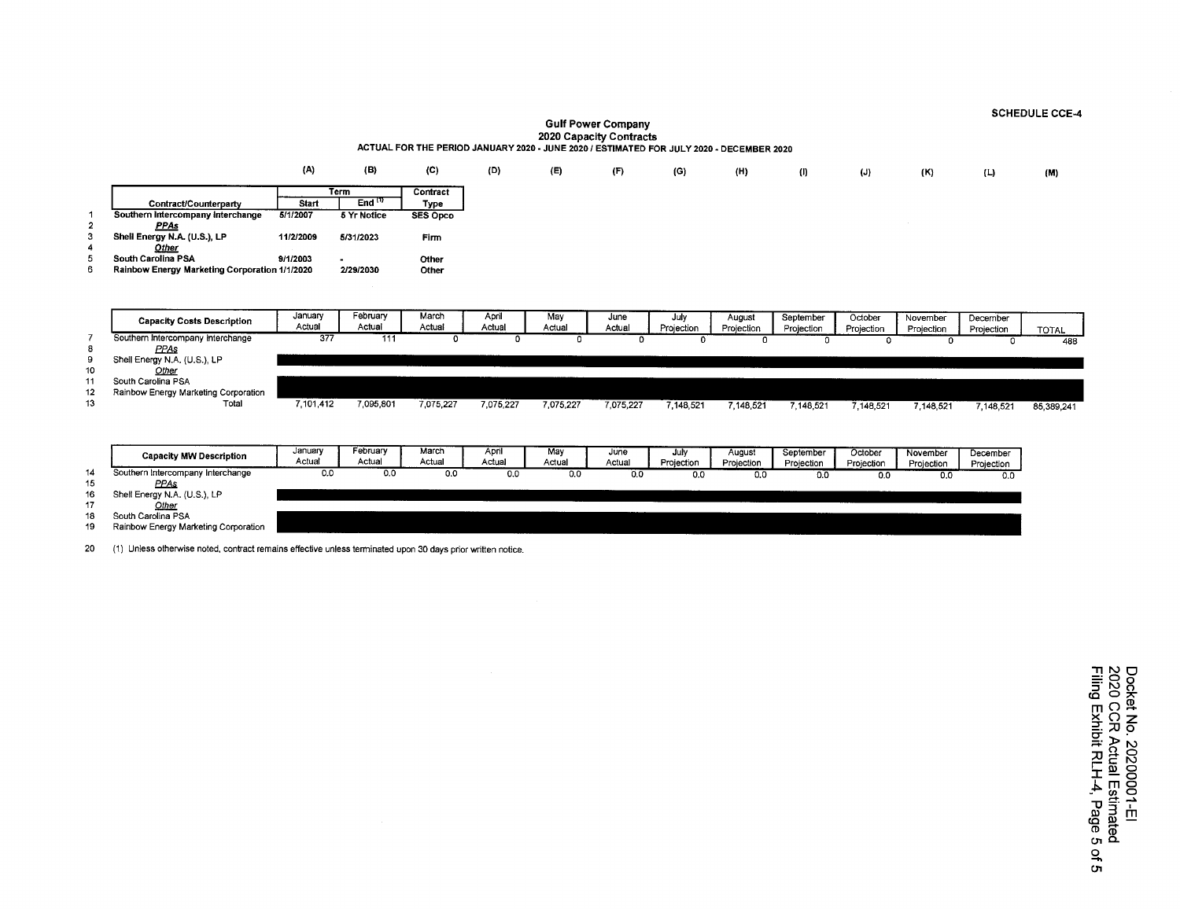SCHEDULE CCE-4

# Gulf Power Company
## 2020 Capacity Contracts
### ACTUAL FOR THE PERIOD JANUARY 2020 - JUNE 2020 / ESTIMATED FOR JULY 2020 - DECEMBER 2020

| | | (A) | (B) | (C) |
|---|---|---|---|---|
| | | Term | | Contract |
| | Contract/Counterparty | Start | End [1] | Type |
| 1 | Southern Intercompany Interchange | 5/1/2007 | 5 Yr Notice | SES Opco |
| 2 | *PPAs* | | | |
| 3 | Shell Energy N.A. (U.S.), LP | 11/2/2009 | 5/31/2023 | Firm |
| 4 | *Other* | | | |
| 5 | South Carolina PSA | 9/1/2003 | - | Other |
| 6 | Rainbow Energy Marketing Corporation | 1/1/2020 | 2/29/2030 | Other |

| | Capacity Costs Description | January Actual | February Actual | March Actual | April Actual | May Actual | June Actual | July Projection | August Projection | September Projection | October Projection | November Projection | December Projection | TOTAL |
|---|---|---|---|---|---|---|---|---|---|---|---|---|---|---|
| 7 | Southern Intercompany Interchange | 377 | 111 | 0 | 0 | 0 | 0 | 0 | 0 | 0 | 0 | 0 | 0 | 488 |
| 8 | *PPAs* | | | | | | | | | | | | | |
| 9 | Shell Energy N.A. (U.S.), LP | | | | | | | | | | | | | |
| 10 | *Other* | | | | | | | | | | | | | |
| 11 | South Carolina PSA | | | | | | | | | | | | | |
| 12 | Rainbow Energy Marketing Corporation | | | | | | | | | | | | | |
| 13 | Total | 7,101,412 | 7,095,801 | 7,075,227 | 7,075,227 | 7,075,227 | 7,075,227 | 7,148,521 | 7,148,521 | 7,148,521 | 7,148,521 | 7,148,521 | 7,148,521 | 85,389,241 |

| | Capacity MW Description | January Actual | February Actual | March Actual | April Actual | May Actual | June Actual | July Projection | August Projection | September Projection | October Projection | November Projection | December Projection |
|---|---|---|---|---|---|---|---|---|---|---|---|---|---|
| 14 | Southern Intercompany Interchange | 0.0 | 0.0 | 0.0 | 0.0 | 0.0 | 0.0 | 0.0 | 0.0 | 0.0 | 0.0 | 0.0 | 0.0 |
| 15 | *PPAs* | | | | | | | | | | | | |
| 16 | Shell Energy N.A. (U.S.), LP | | | | | | | | | | | | |
| 17 | *Other* | | | | | | | | | | | | |
| 18 | South Carolina PSA | | | | | | | | | | | | |
| 19 | Rainbow Energy Marketing Corporation | | | | | | | | | | | | |

20 (1) Unless otherwise noted, contract remains effective unless terminated upon 30 days prior written notice.

Docket No. 20200001-EI
2020 CCR Actual Estimated
Filing Exhibit RLH-4, Page 5 of 5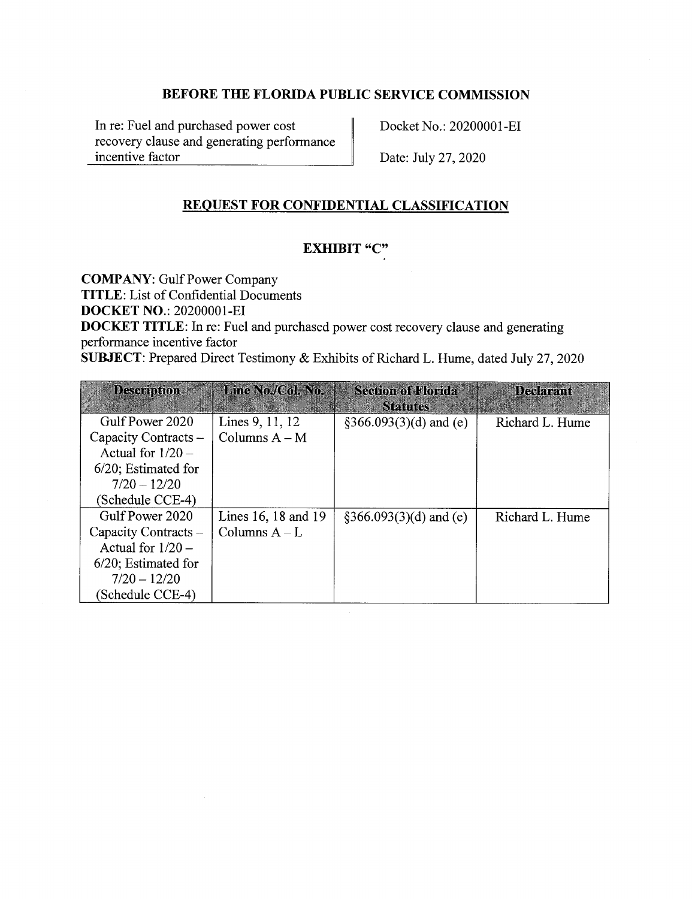## BEFORE THE FLORIDA PUBLIC SERVICE COMMISSION

| | |
|---|---|
| In re: Fuel and purchased power cost recovery clause and generating performance incentive factor | Docket No.: 20200001-EI<br><br>Date: July 27, 2020 |

## REQUEST FOR CONFIDENTIAL CLASSIFICATION

## EXHIBIT "C"

**COMPANY**: Gulf Power Company
**TITLE**: List of Confidential Documents
**DOCKET NO.**: 20200001-EI
**DOCKET TITLE**: In re: Fuel and purchased power cost recovery clause and generating performance incentive factor
**SUBJECT**: Prepared Direct Testimony & Exhibits of Richard L. Hume, dated July 27, 2020

| Description | Line No./Col. No. | Section of Florida Statutes | Declarant |
|---|---|---|---|
| Gulf Power 2020 Capacity Contracts – Actual for 1/20 – 6/20; Estimated for 7/20 – 12/20 (Schedule CCE-4) | Lines 9, 11, 12 Columns A – M | §366.093(3)(d) and (e) | Richard L. Hume |
| Gulf Power 2020 Capacity Contracts – Actual for 1/20 – 6/20; Estimated for 7/20 – 12/20 (Schedule CCE-4) | Lines 16, 18 and 19 Columns A – L | §366.093(3)(d) and (e) | Richard L. Hume |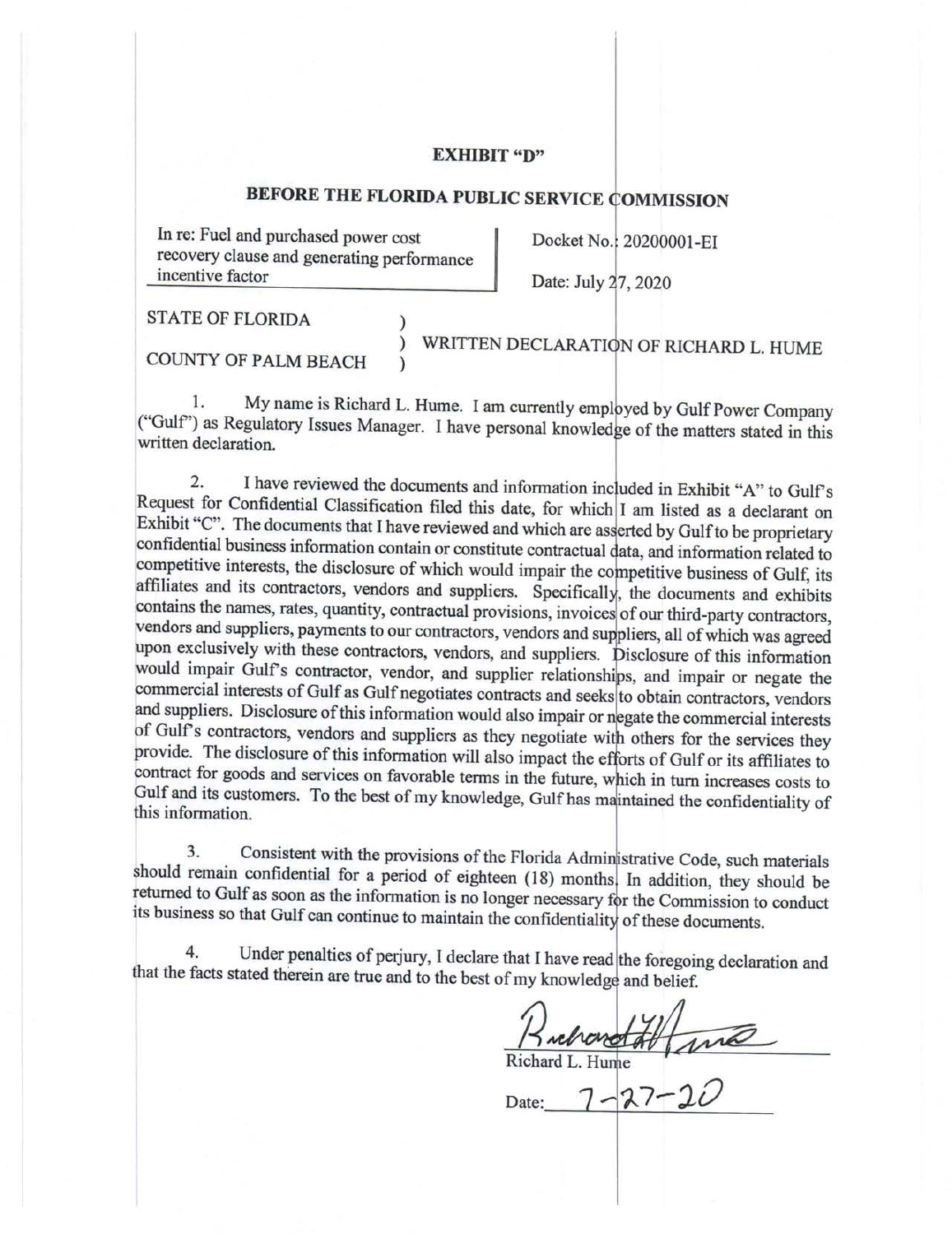**EXHIBIT "D"**

**BEFORE THE FLORIDA PUBLIC SERVICE COMMISSION**

| In re: Fuel and purchased power cost recovery clause and generating performance incentive factor | Docket No.: 20200001-EI<br>Date: July 27, 2020 |
|---|---|

STATE OF FLORIDA )
) WRITTEN DECLARATION OF RICHARD L. HUME
COUNTY OF PALM BEACH )

1. My name is Richard L. Hume. I am currently employed by Gulf Power Company ("Gulf") as Regulatory Issues Manager. I have personal knowledge of the matters stated in this written declaration.

2. I have reviewed the documents and information included in Exhibit "A" to Gulf's Request for Confidential Classification filed this date, for which I am listed as a declarant on Exhibit "C". The documents that I have reviewed and which are asserted by Gulf to be proprietary confidential business information contain or constitute contractual data, and information related to competitive interests, the disclosure of which would impair the competitive business of Gulf, its affiliates and its contractors, vendors and suppliers. Specifically, the documents and exhibits contains the names, rates, quantity, contractual provisions, invoices of our third-party contractors, vendors and suppliers, payments to our contractors, vendors and suppliers, all of which was agreed upon exclusively with these contractors, vendors, and suppliers. Disclosure of this information would impair Gulf's contractor, vendor, and supplier relationships, and impair or negate the commercial interests of Gulf as Gulf negotiates contracts and seeks to obtain contractors, vendors and suppliers. Disclosure of this information would also impair or negate the commercial interests of Gulf's contractors, vendors and suppliers as they negotiate with others for the services they provide. The disclosure of this information will also impact the efforts of Gulf or its affiliates to contract for goods and services on favorable terms in the future, which in turn increases costs to Gulf and its customers. To the best of my knowledge, Gulf has maintained the confidentiality of this information.

3. Consistent with the provisions of the Florida Administrative Code, such materials should remain confidential for a period of eighteen (18) months. In addition, they should be returned to Gulf as soon as the information is no longer necessary for the Commission to conduct its business so that Gulf can continue to maintain the confidentiality of these documents.

4. Under penalties of perjury, I declare that I have read the foregoing declaration and that the facts stated therein are true and to the best of my knowledge and belief.

Richard L. Hume

Date: 7-27-20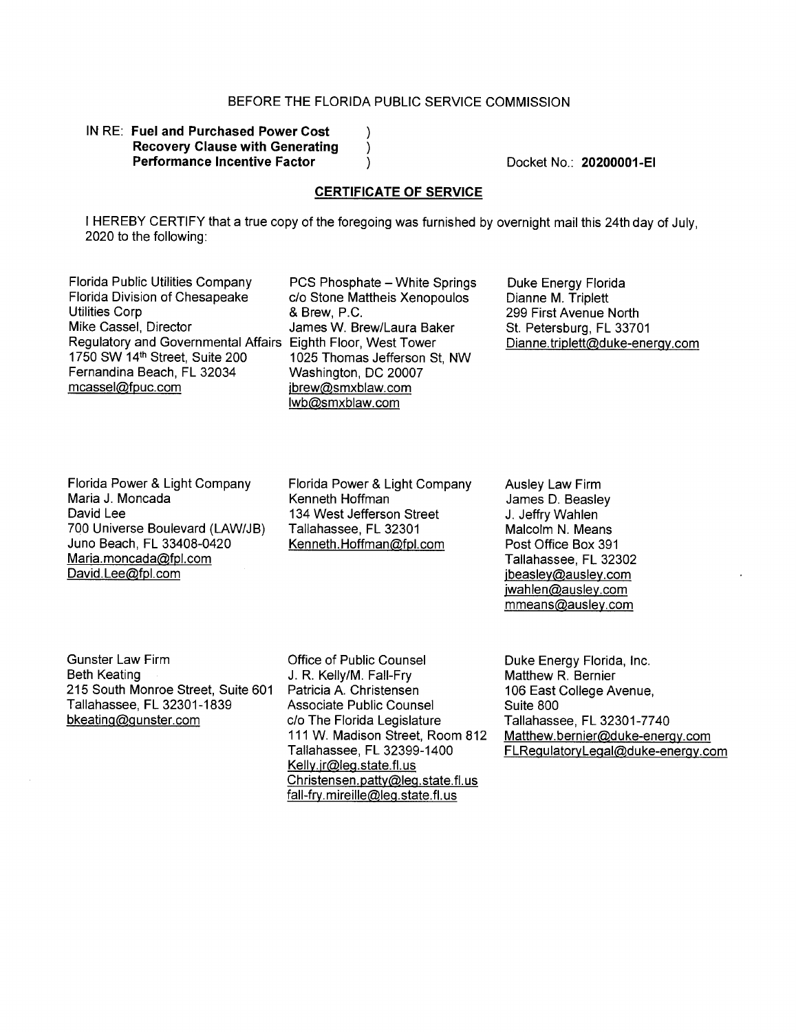BEFORE THE FLORIDA PUBLIC SERVICE COMMISSION

IN RE: **Fuel and Purchased Power Cost Recovery Clause with Generating Performance Incentive Factor** ) ) )

Docket No.: **20200001-EI**

## CERTIFICATE OF SERVICE

I HEREBY CERTIFY that a true copy of the foregoing was furnished by overnight mail this 24th day of July, 2020 to the following:

Florida Public Utilities Company
Florida Division of Chesapeake Utilities Corp
Mike Cassel, Director
Regulatory and Governmental Affairs
1750 SW 14th Street, Suite 200
Fernandina Beach, FL 32034
mcassel@fpuc.com

PCS Phosphate – White Springs
c/o Stone Mattheis Xenopoulos & Brew, P.C.
James W. Brew/Laura Baker
Eighth Floor, West Tower
1025 Thomas Jefferson St, NW
Washington, DC 20007
jbrew@smxblaw.com
lwb@smxblaw.com

Duke Energy Florida
Dianne M. Triplett
299 First Avenue North
St. Petersburg, FL 33701
Dianne.triplett@duke-energy.com

Florida Power & Light Company
Maria J. Moncada
David Lee
700 Universe Boulevard (LAW/JB)
Juno Beach, FL 33408-0420
Maria.moncada@fpl.com
David.Lee@fpl.com

Florida Power & Light Company
Kenneth Hoffman
134 West Jefferson Street
Tallahassee, FL 32301
Kenneth.Hoffman@fpl.com

Ausley Law Firm
James D. Beasley
J. Jeffry Wahlen
Malcolm N. Means
Post Office Box 391
Tallahassee, FL 32302
jbeasley@ausley.com
jwahlen@ausley.com
mmeans@ausley.com

Gunster Law Firm
Beth Keating
215 South Monroe Street, Suite 601
Tallahassee, FL 32301-1839
bkeating@gunster.com

Office of Public Counsel
J. R. Kelly/M. Fall-Fry
Patricia A. Christensen
Associate Public Counsel
c/o The Florida Legislature
111 W. Madison Street, Room 812
Tallahassee, FL 32399-1400
Kelly.jr@leg.state.fl.us
Christensen.patty@leg.state.fl.us
fall-fry.mireille@leg.state.fl.us

Duke Energy Florida, Inc.
Matthew R. Bernier
106 East College Avenue, Suite 800
Tallahassee, FL 32301-7740
Matthew.bernier@duke-energy.com
FLRegulatoryLegal@duke-energy.com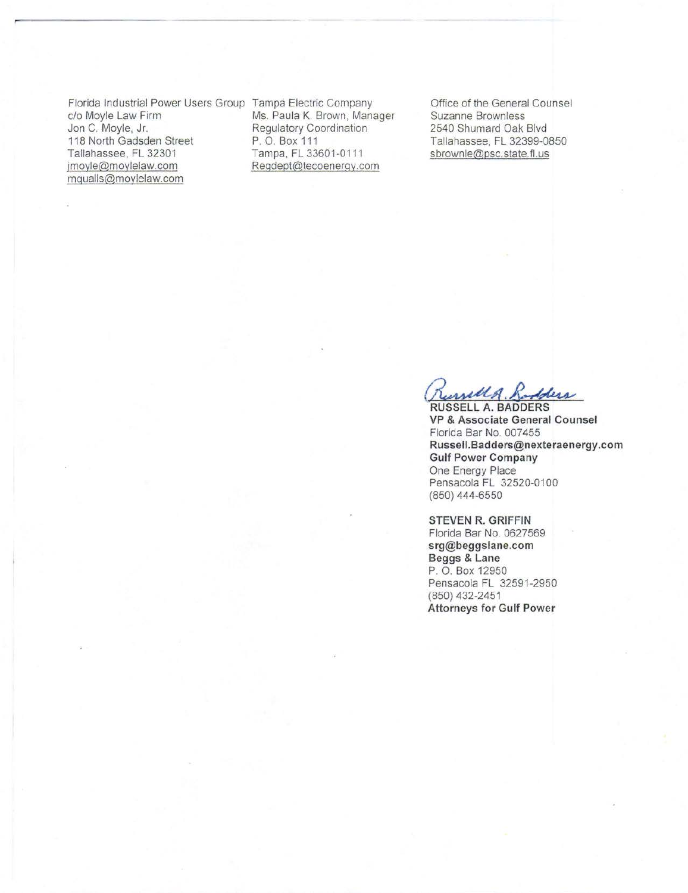Florida Industrial Power Users Group
c/o Moyle Law Firm
Jon C. Moyle, Jr.
118 North Gadsden Street
Tallahassee, FL 32301
jmoyle@moylelaw.com
mqualls@moylelaw.com

Tampa Electric Company
Ms. Paula K. Brown, Manager
Regulatory Coordination
P. O. Box 111
Tampa, FL 33601-0111
Regdept@tecoenergy.com

Office of the General Counsel
Suzanne Brownless
2540 Shumard Oak Blvd
Tallahassee, FL 32399-0850
sbrownle@psc.state.fl.us

Russell A. Badders

**RUSSELL A. BADDERS**
**VP & Associate General Counsel**
Florida Bar No. 007455
**Russell.Badders@nexteraenergy.com**
**Gulf Power Company**
One Energy Place
Pensacola FL 32520-0100
(850) 444-6550

**STEVEN R. GRIFFIN**
Florida Bar No. 0627569
**srg@beggslane.com**
**Beggs & Lane**
P. O. Box 12950
Pensacola FL 32591-2950
(850) 432-2451
**Attorneys for Gulf Power**